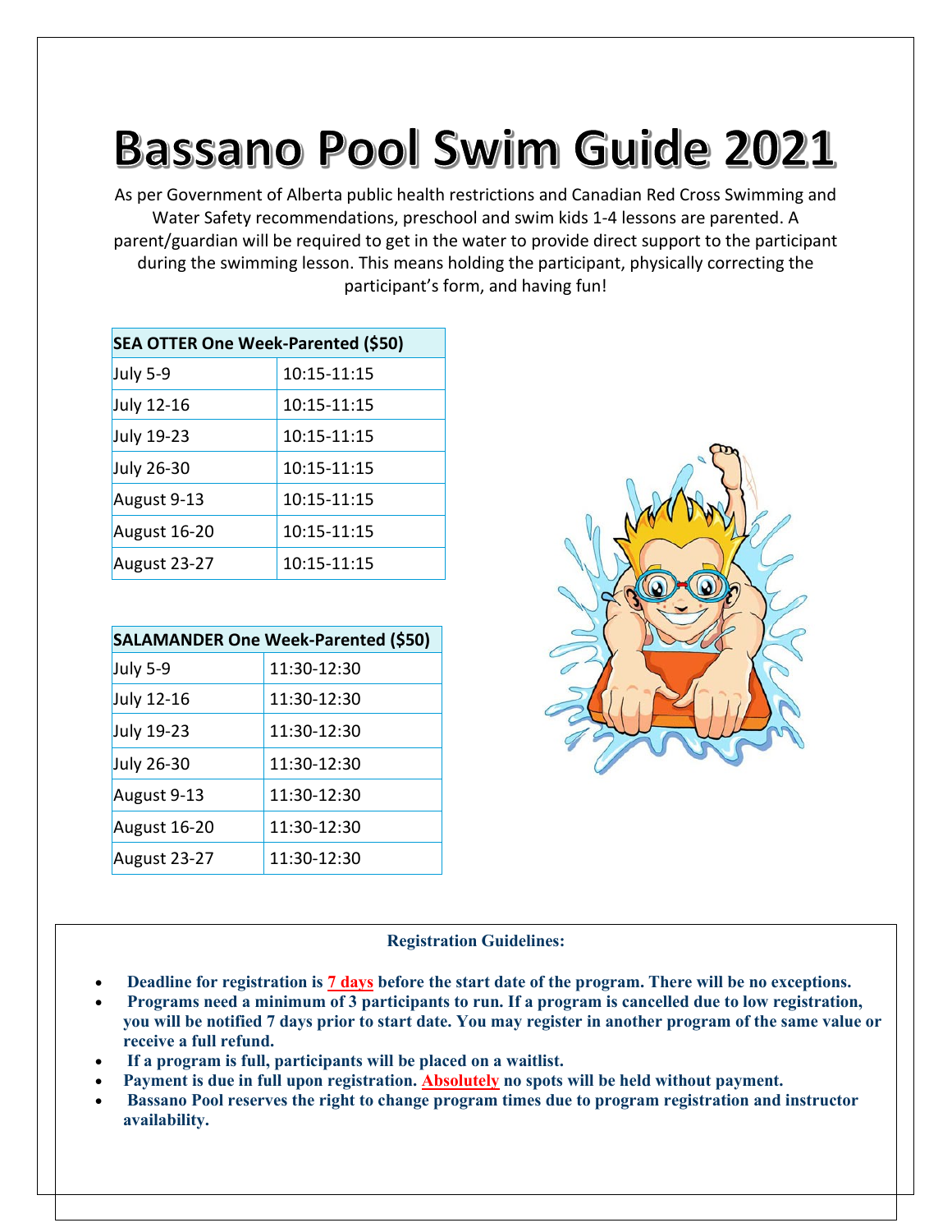# Bassano Pool Swim Guide 2021

As per Government of Alberta public health restrictions and Canadian Red Cross Swimming and Water Safety recommendations, preschool and swim kids 1-4 lessons are parented. A parent/guardian will be required to get in the water to provide direct support to the participant during the swimming lesson. This means holding the participant, physically correcting the participant's form, and having fun!

| SEA OTTER One Week-Parented ($50) | |
|---|---|
| July 5-9 | 10:15-11:15 |
| July 12-16 | 10:15-11:15 |
| July 19-23 | 10:15-11:15 |
| July 26-30 | 10:15-11:15 |
| August 9-13 | 10:15-11:15 |
| August 16-20 | 10:15-11:15 |
| August 23-27 | 10:15-11:15 |

| SALAMANDER One Week-Parented ($50) | |
|---|---|
| July 5-9 | 11:30-12:30 |
| July 12-16 | 11:30-12:30 |
| July 19-23 | 11:30-12:30 |
| July 26-30 | 11:30-12:30 |
| August 9-13 | 11:30-12:30 |
| August 16-20 | 11:30-12:30 |
| August 23-27 | 11:30-12:30 |

**Registration Guidelines:**

- **Deadline for registration is 7 days before the start date of the program. There will be no exceptions.**
- **Programs need a minimum of 3 participants to run. If a program is cancelled due to low registration, you will be notified 7 days prior to start date. You may register in another program of the same value or receive a full refund.**
- **If a program is full, participants will be placed on a waitlist.**
- **Payment is due in full upon registration. Absolutely no spots will be held without payment.**
- **Bassano Pool reserves the right to change program times due to program registration and instructor availability.**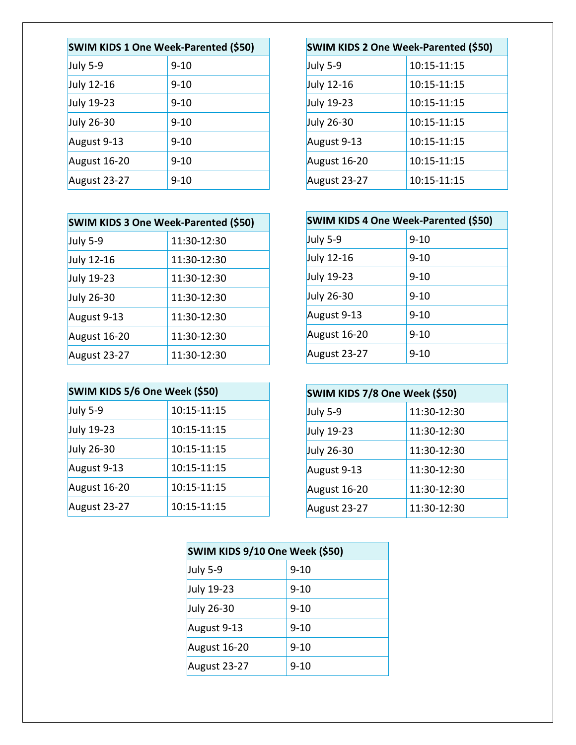| SWIM KIDS 1 One Week-Parented ($50) | |
|---|---|
| July 5-9 | 9-10 |
| July 12-16 | 9-10 |
| July 19-23 | 9-10 |
| July 26-30 | 9-10 |
| August 9-13 | 9-10 |
| August 16-20 | 9-10 |
| August 23-27 | 9-10 |

| SWIM KIDS 2 One Week-Parented ($50) | |
|---|---|
| July 5-9 | 10:15-11:15 |
| July 12-16 | 10:15-11:15 |
| July 19-23 | 10:15-11:15 |
| July 26-30 | 10:15-11:15 |
| August 9-13 | 10:15-11:15 |
| August 16-20 | 10:15-11:15 |
| August 23-27 | 10:15-11:15 |

| SWIM KIDS 3 One Week-Parented ($50) | |
|---|---|
| July 5-9 | 11:30-12:30 |
| July 12-16 | 11:30-12:30 |
| July 19-23 | 11:30-12:30 |
| July 26-30 | 11:30-12:30 |
| August 9-13 | 11:30-12:30 |
| August 16-20 | 11:30-12:30 |
| August 23-27 | 11:30-12:30 |

| SWIM KIDS 4 One Week-Parented ($50) | |
|---|---|
| July 5-9 | 9-10 |
| July 12-16 | 9-10 |
| July 19-23 | 9-10 |
| July 26-30 | 9-10 |
| August 9-13 | 9-10 |
| August 16-20 | 9-10 |
| August 23-27 | 9-10 |

| SWIM KIDS 5/6 One Week ($50) | |
|---|---|
| July 5-9 | 10:15-11:15 |
| July 19-23 | 10:15-11:15 |
| July 26-30 | 10:15-11:15 |
| August 9-13 | 10:15-11:15 |
| August 16-20 | 10:15-11:15 |
| August 23-27 | 10:15-11:15 |

| SWIM KIDS 7/8 One Week ($50) | |
|---|---|
| July 5-9 | 11:30-12:30 |
| July 19-23 | 11:30-12:30 |
| July 26-30 | 11:30-12:30 |
| August 9-13 | 11:30-12:30 |
| August 16-20 | 11:30-12:30 |
| August 23-27 | 11:30-12:30 |

| SWIM KIDS 9/10 One Week ($50) | |
|---|---|
| July 5-9 | 9-10 |
| July 19-23 | 9-10 |
| July 26-30 | 9-10 |
| August 9-13 | 9-10 |
| August 16-20 | 9-10 |
| August 23-27 | 9-10 |